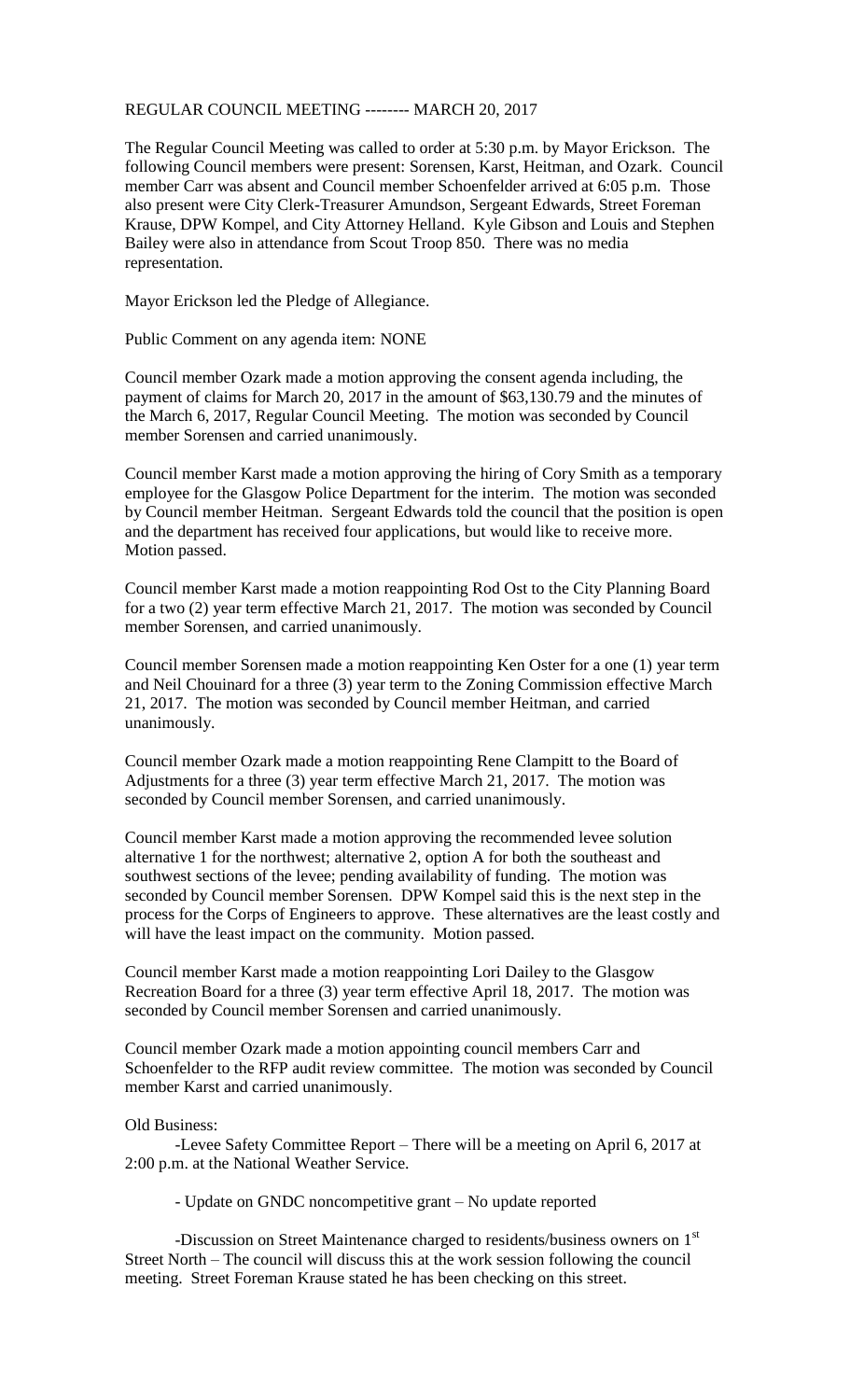REGULAR COUNCIL MEETING -------- MARCH 20, 2017

The Regular Council Meeting was called to order at 5:30 p.m. by Mayor Erickson. The following Council members were present: Sorensen, Karst, Heitman, and Ozark. Council member Carr was absent and Council member Schoenfelder arrived at 6:05 p.m. Those also present were City Clerk-Treasurer Amundson, Sergeant Edwards, Street Foreman Krause, DPW Kompel, and City Attorney Helland. Kyle Gibson and Louis and Stephen Bailey were also in attendance from Scout Troop 850. There was no media representation.

Mayor Erickson led the Pledge of Allegiance.

Public Comment on any agenda item: NONE

Council member Ozark made a motion approving the consent agenda including, the payment of claims for March 20, 2017 in the amount of $63,130.79 and the minutes of the March 6, 2017, Regular Council Meeting. The motion was seconded by Council member Sorensen and carried unanimously.

Council member Karst made a motion approving the hiring of Cory Smith as a temporary employee for the Glasgow Police Department for the interim. The motion was seconded by Council member Heitman. Sergeant Edwards told the council that the position is open and the department has received four applications, but would like to receive more. Motion passed.

Council member Karst made a motion reappointing Rod Ost to the City Planning Board for a two (2) year term effective March 21, 2017. The motion was seconded by Council member Sorensen, and carried unanimously.

Council member Sorensen made a motion reappointing Ken Oster for a one (1) year term and Neil Chouinard for a three (3) year term to the Zoning Commission effective March 21, 2017. The motion was seconded by Council member Heitman, and carried unanimously.

Council member Ozark made a motion reappointing Rene Clampitt to the Board of Adjustments for a three (3) year term effective March 21, 2017. The motion was seconded by Council member Sorensen, and carried unanimously.

Council member Karst made a motion approving the recommended levee solution alternative 1 for the northwest; alternative 2, option A for both the southeast and southwest sections of the levee; pending availability of funding. The motion was seconded by Council member Sorensen. DPW Kompel said this is the next step in the process for the Corps of Engineers to approve. These alternatives are the least costly and will have the least impact on the community. Motion passed.

Council member Karst made a motion reappointing Lori Dailey to the Glasgow Recreation Board for a three (3) year term effective April 18, 2017. The motion was seconded by Council member Sorensen and carried unanimously.

Council member Ozark made a motion appointing council members Carr and Schoenfelder to the RFP audit review committee. The motion was seconded by Council member Karst and carried unanimously.

Old Business:

-Levee Safety Committee Report – There will be a meeting on April 6, 2017 at 2:00 p.m. at the National Weather Service.

- Update on GNDC noncompetitive grant – No update reported

-Discussion on Street Maintenance charged to residents/business owners on 1st Street North – The council will discuss this at the work session following the council meeting. Street Foreman Krause stated he has been checking on this street.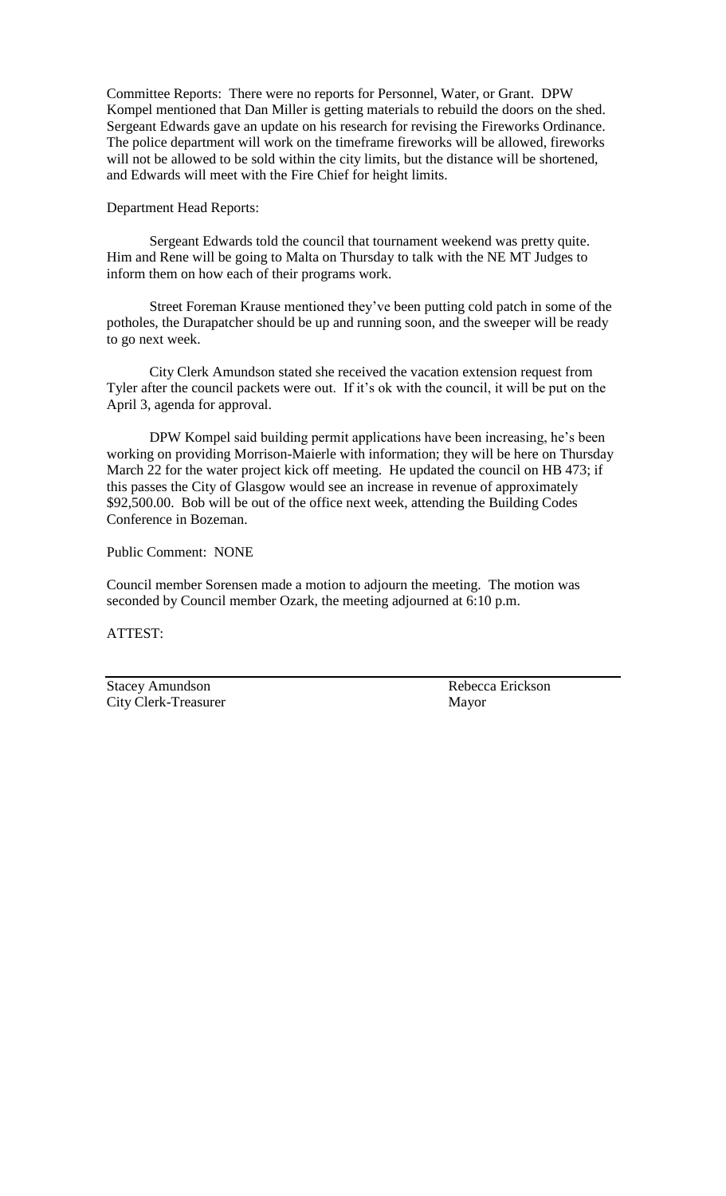Committee Reports: There were no reports for Personnel, Water, or Grant. DPW Kompel mentioned that Dan Miller is getting materials to rebuild the doors on the shed. Sergeant Edwards gave an update on his research for revising the Fireworks Ordinance. The police department will work on the timeframe fireworks will be allowed, fireworks will not be allowed to be sold within the city limits, but the distance will be shortened, and Edwards will meet with the Fire Chief for height limits.

Department Head Reports:

Sergeant Edwards told the council that tournament weekend was pretty quite. Him and Rene will be going to Malta on Thursday to talk with the NE MT Judges to inform them on how each of their programs work.

Street Foreman Krause mentioned they've been putting cold patch in some of the potholes, the Durapatcher should be up and running soon, and the sweeper will be ready to go next week.

City Clerk Amundson stated she received the vacation extension request from Tyler after the council packets were out. If it's ok with the council, it will be put on the April 3, agenda for approval.

DPW Kompel said building permit applications have been increasing, he's been working on providing Morrison-Maierle with information; they will be here on Thursday March 22 for the water project kick off meeting. He updated the council on HB 473; if this passes the City of Glasgow would see an increase in revenue of approximately $92,500.00. Bob will be out of the office next week, attending the Building Codes Conference in Bozeman.

Public Comment: NONE

Council member Sorensen made a motion to adjourn the meeting. The motion was seconded by Council member Ozark, the meeting adjourned at 6:10 p.m.

ATTEST:

Stacey Amundson
City Clerk-Treasurer

Rebecca Erickson
Mayor